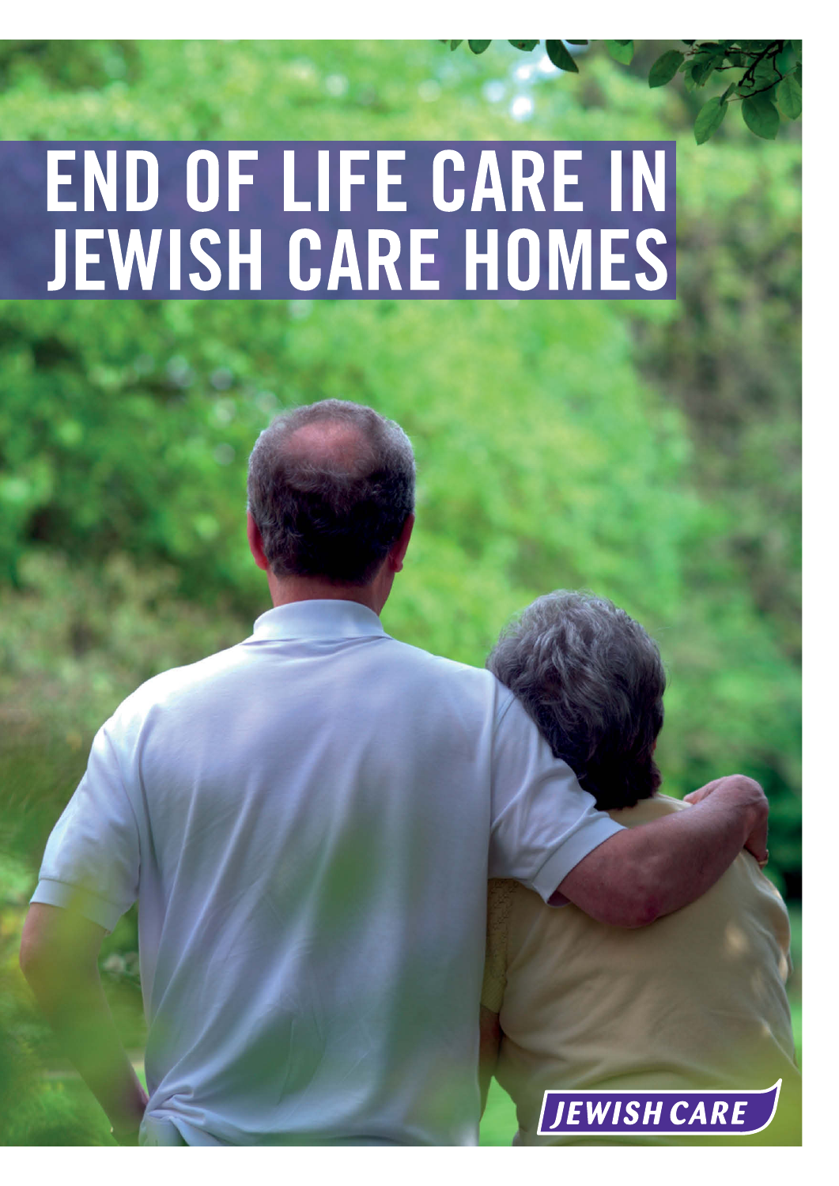# END OF LIFE CARE IN JEWISH CARE HOMES

JEWISH CARE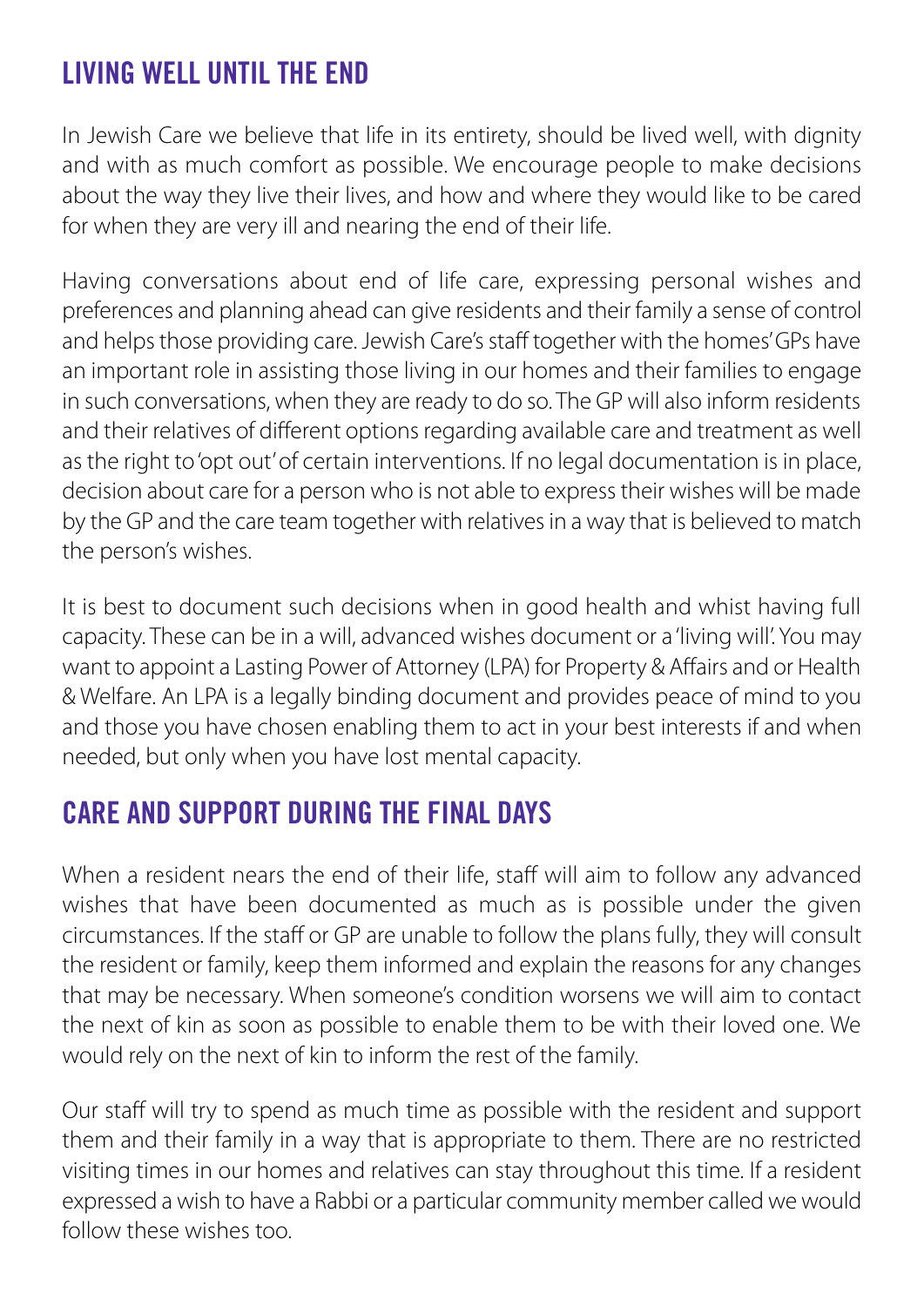## LIVING WELL UNTIL THE END

In Jewish Care we believe that life in its entirety, should be lived well, with dignity and with as much comfort as possible. We encourage people to make decisions about the way they live their lives, and how and where they would like to be cared for when they are very ill and nearing the end of their life.

Having conversations about end of life care, expressing personal wishes and preferences and planning ahead can give residents and their family a sense of control and helps those providing care. Jewish Care's staff together with the homes' GPs have an important role in assisting those living in our homes and their families to engage in such conversations, when they are ready to do so. The GP will also inform residents and their relatives of different options regarding available care and treatment as well as the right to 'opt out' of certain interventions. If no legal documentation is in place, decision about care for a person who is not able to express their wishes will be made by the GP and the care team together with relatives in a way that is believed to match the person's wishes.

It is best to document such decisions when in good health and whist having full capacity. These can be in a will, advanced wishes document or a 'living will'. You may want to appoint a Lasting Power of Attorney (LPA) for Property & Affairs and or Health & Welfare. An LPA is a legally binding document and provides peace of mind to you and those you have chosen enabling them to act in your best interests if and when needed, but only when you have lost mental capacity.

## CARE AND SUPPORT DURING THE FINAL DAYS

When a resident nears the end of their life, staff will aim to follow any advanced wishes that have been documented as much as is possible under the given circumstances. If the staff or GP are unable to follow the plans fully, they will consult the resident or family, keep them informed and explain the reasons for any changes that may be necessary. When someone's condition worsens we will aim to contact the next of kin as soon as possible to enable them to be with their loved one. We would rely on the next of kin to inform the rest of the family.

Our staff will try to spend as much time as possible with the resident and support them and their family in a way that is appropriate to them. There are no restricted visiting times in our homes and relatives can stay throughout this time. If a resident expressed a wish to have a Rabbi or a particular community member called we would follow these wishes too.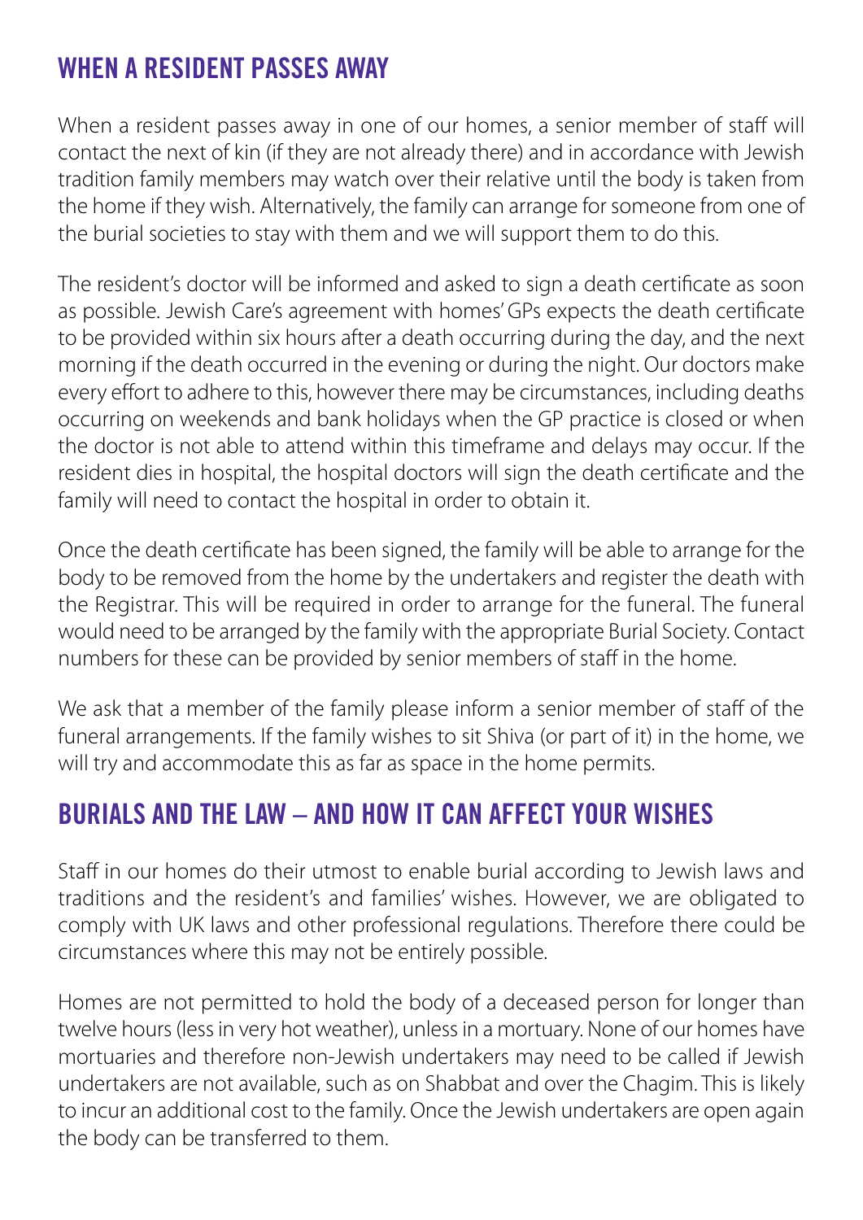## WHEN A RESIDENT PASSES AWAY

When a resident passes away in one of our homes, a senior member of staff will contact the next of kin (if they are not already there) and in accordance with Jewish tradition family members may watch over their relative until the body is taken from the home if they wish. Alternatively, the family can arrange for someone from one of the burial societies to stay with them and we will support them to do this.

The resident's doctor will be informed and asked to sign a death certificate as soon as possible. Jewish Care's agreement with homes' GPs expects the death certificate to be provided within six hours after a death occurring during the day, and the next morning if the death occurred in the evening or during the night. Our doctors make every effort to adhere to this, however there may be circumstances, including deaths occurring on weekends and bank holidays when the GP practice is closed or when the doctor is not able to attend within this timeframe and delays may occur. If the resident dies in hospital, the hospital doctors will sign the death certificate and the family will need to contact the hospital in order to obtain it.

Once the death certificate has been signed, the family will be able to arrange for the body to be removed from the home by the undertakers and register the death with the Registrar. This will be required in order to arrange for the funeral. The funeral would need to be arranged by the family with the appropriate Burial Society. Contact numbers for these can be provided by senior members of staff in the home.

We ask that a member of the family please inform a senior member of staff of the funeral arrangements. If the family wishes to sit Shiva (or part of it) in the home, we will try and accommodate this as far as space in the home permits.

## BURIALS AND THE LAW – AND HOW IT CAN AFFECT YOUR WISHES

Staff in our homes do their utmost to enable burial according to Jewish laws and traditions and the resident's and families' wishes. However, we are obligated to comply with UK laws and other professional regulations. Therefore there could be circumstances where this may not be entirely possible.

Homes are not permitted to hold the body of a deceased person for longer than twelve hours (less in very hot weather), unless in a mortuary. None of our homes have mortuaries and therefore non-Jewish undertakers may need to be called if Jewish undertakers are not available, such as on Shabbat and over the Chagim. This is likely to incur an additional cost to the family. Once the Jewish undertakers are open again the body can be transferred to them.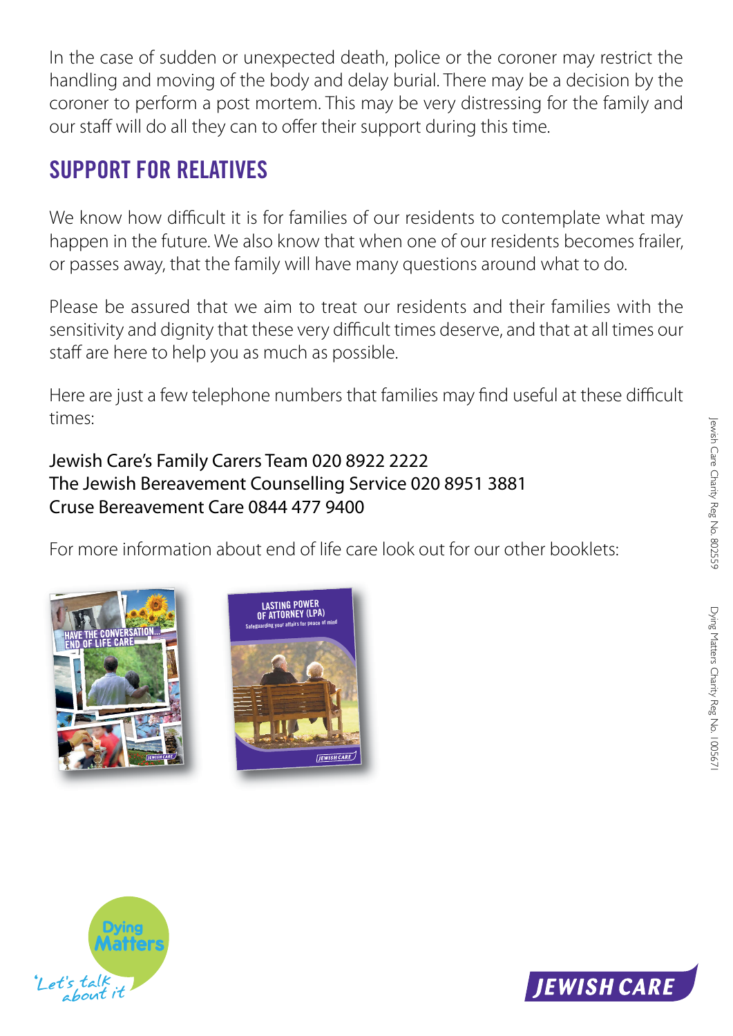In the case of sudden or unexpected death, police or the coroner may restrict the handling and moving of the body and delay burial. There may be a decision by the coroner to perform a post mortem. This may be very distressing for the family and our staff will do all they can to offer their support during this time.

## SUPPORT FOR RELATIVES

We know how difficult it is for families of our residents to contemplate what may happen in the future. We also know that when one of our residents becomes frailer, or passes away, that the family will have many questions around what to do.

Please be assured that we aim to treat our residents and their families with the sensitivity and dignity that these very difficult times deserve, and that at all times our staff are here to help you as much as possible.

Here are just a few telephone numbers that families may find useful at these difficult times:

Jewish Care's Family Carers Team 020 8922 2222
The Jewish Bereavement Counselling Service 020 8951 3881
Cruse Bereavement Care 0844 477 9400

For more information about end of life care look out for our other booklets:

HAVE THE CONVERSATION... END OF LIFE CARE

LASTING POWER OF ATTORNEY (LPA) Safeguarding your affairs for peace of mind

Jewish Care Charity Reg No. 802559

Dying Matters Charity Reg No. 1005671

Dying Matters 'Let's talk about it'

JEWISH CARE